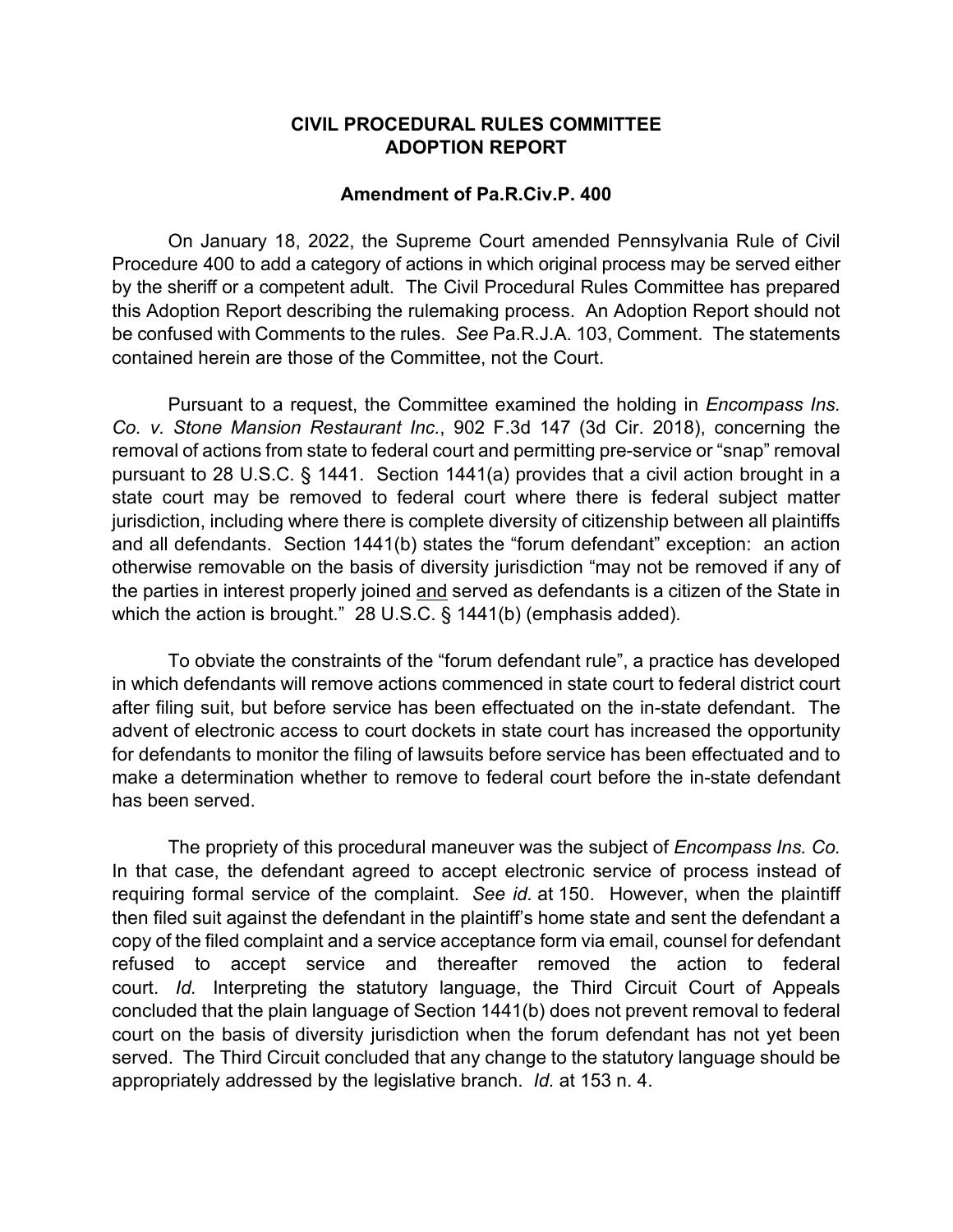# CIVIL PROCEDURAL RULES COMMITTEE
# ADOPTION REPORT

## Amendment of Pa.R.Civ.P. 400

On January 18, 2022, the Supreme Court amended Pennsylvania Rule of Civil Procedure 400 to add a category of actions in which original process may be served either by the sheriff or a competent adult. The Civil Procedural Rules Committee has prepared this Adoption Report describing the rulemaking process. An Adoption Report should not be confused with Comments to the rules. *See* Pa.R.J.A. 103, Comment. The statements contained herein are those of the Committee, not the Court.

Pursuant to a request, the Committee examined the holding in *Encompass Ins. Co. v. Stone Mansion Restaurant Inc.*, 902 F.3d 147 (3d Cir. 2018), concerning the removal of actions from state to federal court and permitting pre-service or "snap" removal pursuant to 28 U.S.C. § 1441. Section 1441(a) provides that a civil action brought in a state court may be removed to federal court where there is federal subject matter jurisdiction, including where there is complete diversity of citizenship between all plaintiffs and all defendants. Section 1441(b) states the "forum defendant" exception: an action otherwise removable on the basis of diversity jurisdiction "may not be removed if any of the parties in interest properly joined <u>and</u> served as defendants is a citizen of the State in which the action is brought." 28 U.S.C. § 1441(b) (emphasis added).

To obviate the constraints of the "forum defendant rule", a practice has developed in which defendants will remove actions commenced in state court to federal district court after filing suit, but before service has been effectuated on the in-state defendant. The advent of electronic access to court dockets in state court has increased the opportunity for defendants to monitor the filing of lawsuits before service has been effectuated and to make a determination whether to remove to federal court before the in-state defendant has been served.

The propriety of this procedural maneuver was the subject of *Encompass Ins. Co.* In that case, the defendant agreed to accept electronic service of process instead of requiring formal service of the complaint. *See id.* at 150. However, when the plaintiff then filed suit against the defendant in the plaintiff's home state and sent the defendant a copy of the filed complaint and a service acceptance form via email, counsel for defendant refused to accept service and thereafter removed the action to federal court. *Id.* Interpreting the statutory language, the Third Circuit Court of Appeals concluded that the plain language of Section 1441(b) does not prevent removal to federal court on the basis of diversity jurisdiction when the forum defendant has not yet been served. The Third Circuit concluded that any change to the statutory language should be appropriately addressed by the legislative branch. *Id.* at 153 n. 4.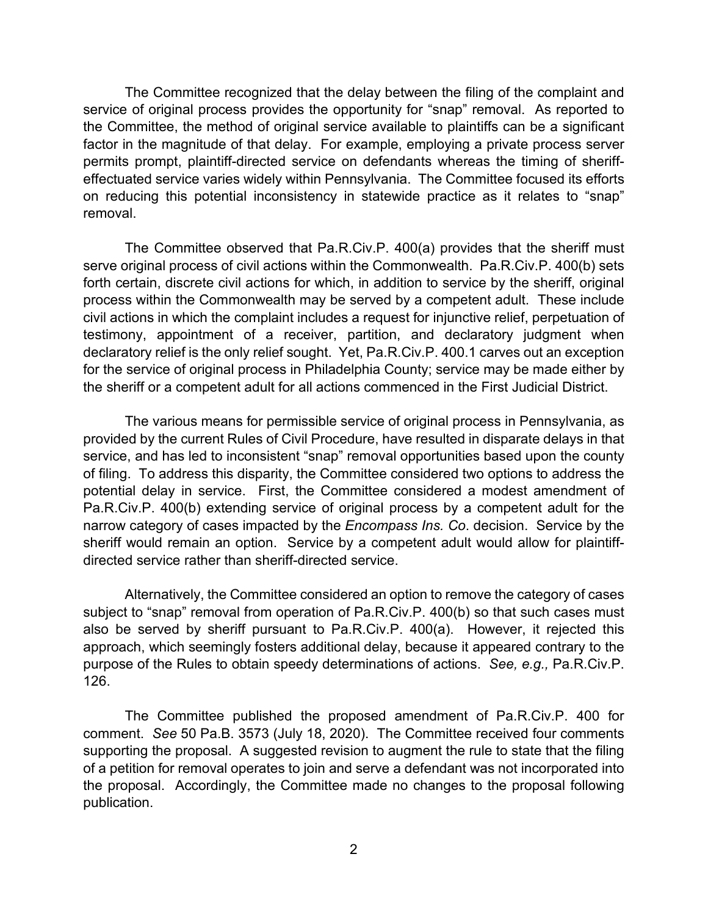The Committee recognized that the delay between the filing of the complaint and service of original process provides the opportunity for "snap" removal. As reported to the Committee, the method of original service available to plaintiffs can be a significant factor in the magnitude of that delay. For example, employing a private process server permits prompt, plaintiff-directed service on defendants whereas the timing of sheriff-effectuated service varies widely within Pennsylvania. The Committee focused its efforts on reducing this potential inconsistency in statewide practice as it relates to "snap" removal.

The Committee observed that Pa.R.Civ.P. 400(a) provides that the sheriff must serve original process of civil actions within the Commonwealth. Pa.R.Civ.P. 400(b) sets forth certain, discrete civil actions for which, in addition to service by the sheriff, original process within the Commonwealth may be served by a competent adult. These include civil actions in which the complaint includes a request for injunctive relief, perpetuation of testimony, appointment of a receiver, partition, and declaratory judgment when declaratory relief is the only relief sought. Yet, Pa.R.Civ.P. 400.1 carves out an exception for the service of original process in Philadelphia County; service may be made either by the sheriff or a competent adult for all actions commenced in the First Judicial District.

The various means for permissible service of original process in Pennsylvania, as provided by the current Rules of Civil Procedure, have resulted in disparate delays in that service, and has led to inconsistent "snap" removal opportunities based upon the county of filing. To address this disparity, the Committee considered two options to address the potential delay in service. First, the Committee considered a modest amendment of Pa.R.Civ.P. 400(b) extending service of original process by a competent adult for the narrow category of cases impacted by the *Encompass Ins. Co*. decision. Service by the sheriff would remain an option. Service by a competent adult would allow for plaintiff-directed service rather than sheriff-directed service.

Alternatively, the Committee considered an option to remove the category of cases subject to "snap" removal from operation of Pa.R.Civ.P. 400(b) so that such cases must also be served by sheriff pursuant to Pa.R.Civ.P. 400(a). However, it rejected this approach, which seemingly fosters additional delay, because it appeared contrary to the purpose of the Rules to obtain speedy determinations of actions. *See, e.g.,* Pa.R.Civ.P. 126.

The Committee published the proposed amendment of Pa.R.Civ.P. 400 for comment. *See* 50 Pa.B. 3573 (July 18, 2020). The Committee received four comments supporting the proposal. A suggested revision to augment the rule to state that the filing of a petition for removal operates to join and serve a defendant was not incorporated into the proposal. Accordingly, the Committee made no changes to the proposal following publication.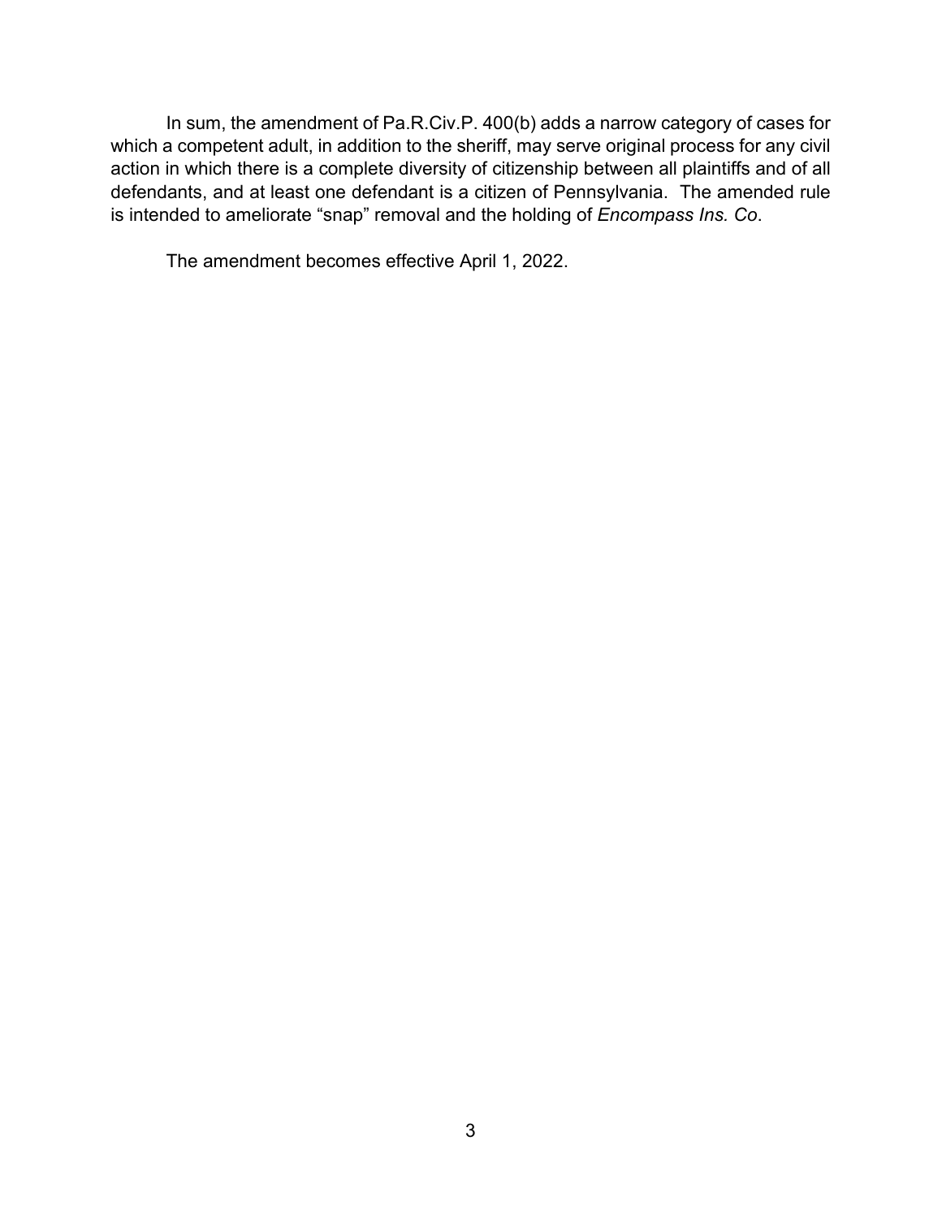In sum, the amendment of Pa.R.Civ.P. 400(b) adds a narrow category of cases for which a competent adult, in addition to the sheriff, may serve original process for any civil action in which there is a complete diversity of citizenship between all plaintiffs and of all defendants, and at least one defendant is a citizen of Pennsylvania. The amended rule is intended to ameliorate "snap" removal and the holding of *Encompass Ins. Co*.

The amendment becomes effective April 1, 2022.